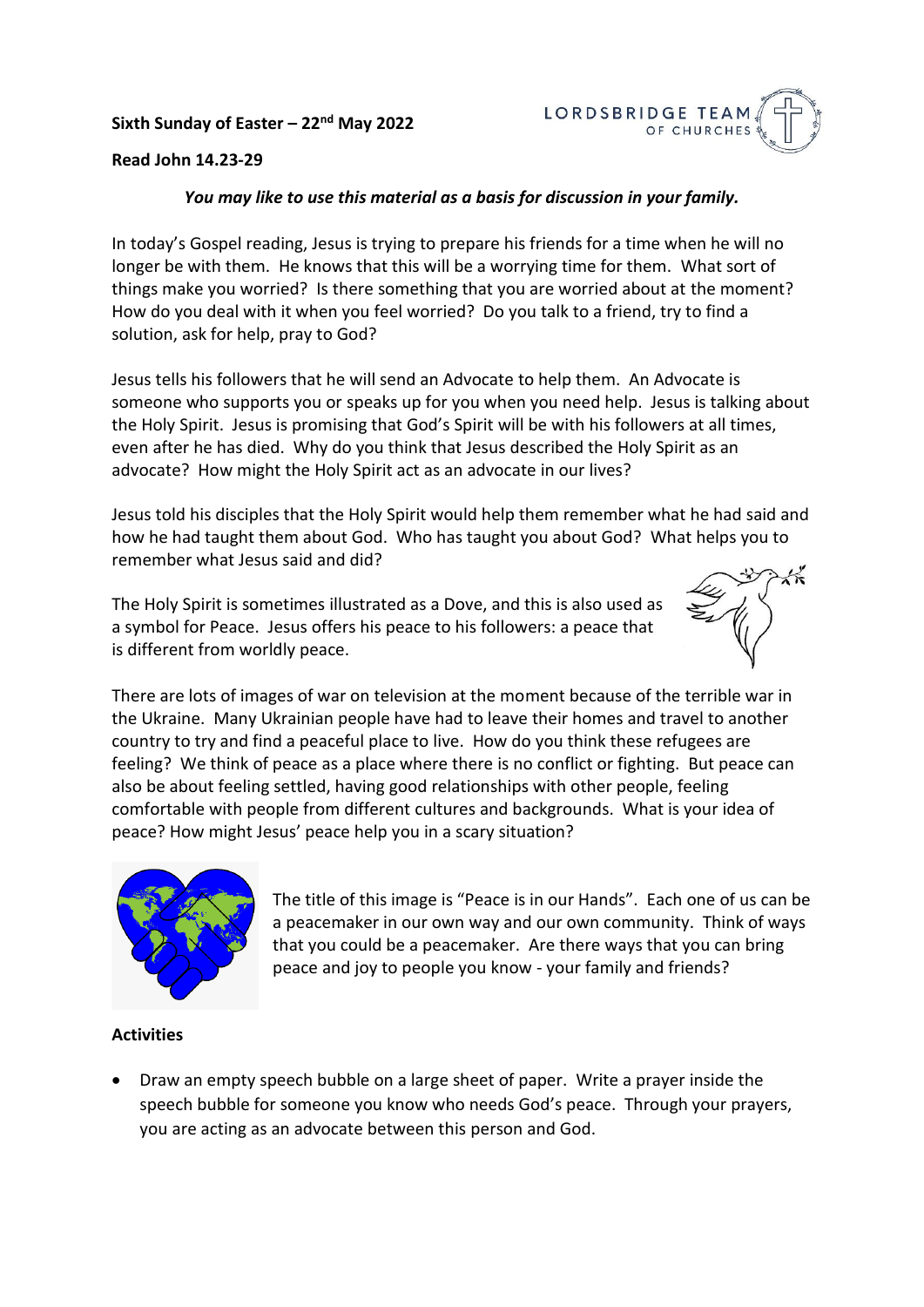**Sixth Sunday of Easter – 22nd May 2022**

**Read John 14.23-29**

***You may like to use this material as a basis for discussion in your family.***

In today's Gospel reading, Jesus is trying to prepare his friends for a time when he will no longer be with them. He knows that this will be a worrying time for them. What sort of things make you worried? Is there something that you are worried about at the moment? How do you deal with it when you feel worried? Do you talk to a friend, try to find a solution, ask for help, pray to God?

Jesus tells his followers that he will send an Advocate to help them. An Advocate is someone who supports you or speaks up for you when you need help. Jesus is talking about the Holy Spirit. Jesus is promising that God's Spirit will be with his followers at all times, even after he has died. Why do you think that Jesus described the Holy Spirit as an advocate? How might the Holy Spirit act as an advocate in our lives?

Jesus told his disciples that the Holy Spirit would help them remember what he had said and how he had taught them about God. Who has taught you about God? What helps you to remember what Jesus said and did?

The Holy Spirit is sometimes illustrated as a Dove, and this is also used as a symbol for Peace. Jesus offers his peace to his followers: a peace that is different from worldly peace.

There are lots of images of war on television at the moment because of the terrible war in the Ukraine. Many Ukrainian people have had to leave their homes and travel to another country to try and find a peaceful place to live. How do you think these refugees are feeling? We think of peace as a place where there is no conflict or fighting. But peace can also be about feeling settled, having good relationships with other people, feeling comfortable with people from different cultures and backgrounds. What is your idea of peace? How might Jesus' peace help you in a scary situation?

The title of this image is "Peace is in our Hands". Each one of us can be a peacemaker in our own way and our own community. Think of ways that you could be a peacemaker. Are there ways that you can bring peace and joy to people you know - your family and friends?

**Activities**

- Draw an empty speech bubble on a large sheet of paper. Write a prayer inside the speech bubble for someone you know who needs God's peace. Through your prayers, you are acting as an advocate between this person and God.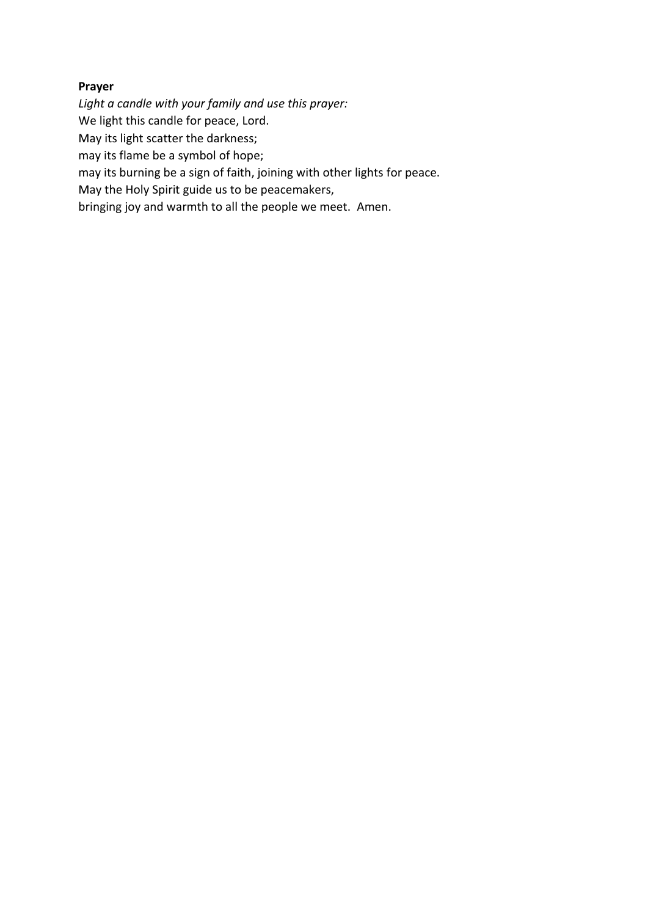**Prayer**

*Light a candle with your family and use this prayer:*

We light this candle for peace, Lord.
May its light scatter the darkness;
may its flame be a symbol of hope;
may its burning be a sign of faith, joining with other lights for peace.
May the Holy Spirit guide us to be peacemakers,
bringing joy and warmth to all the people we meet. Amen.